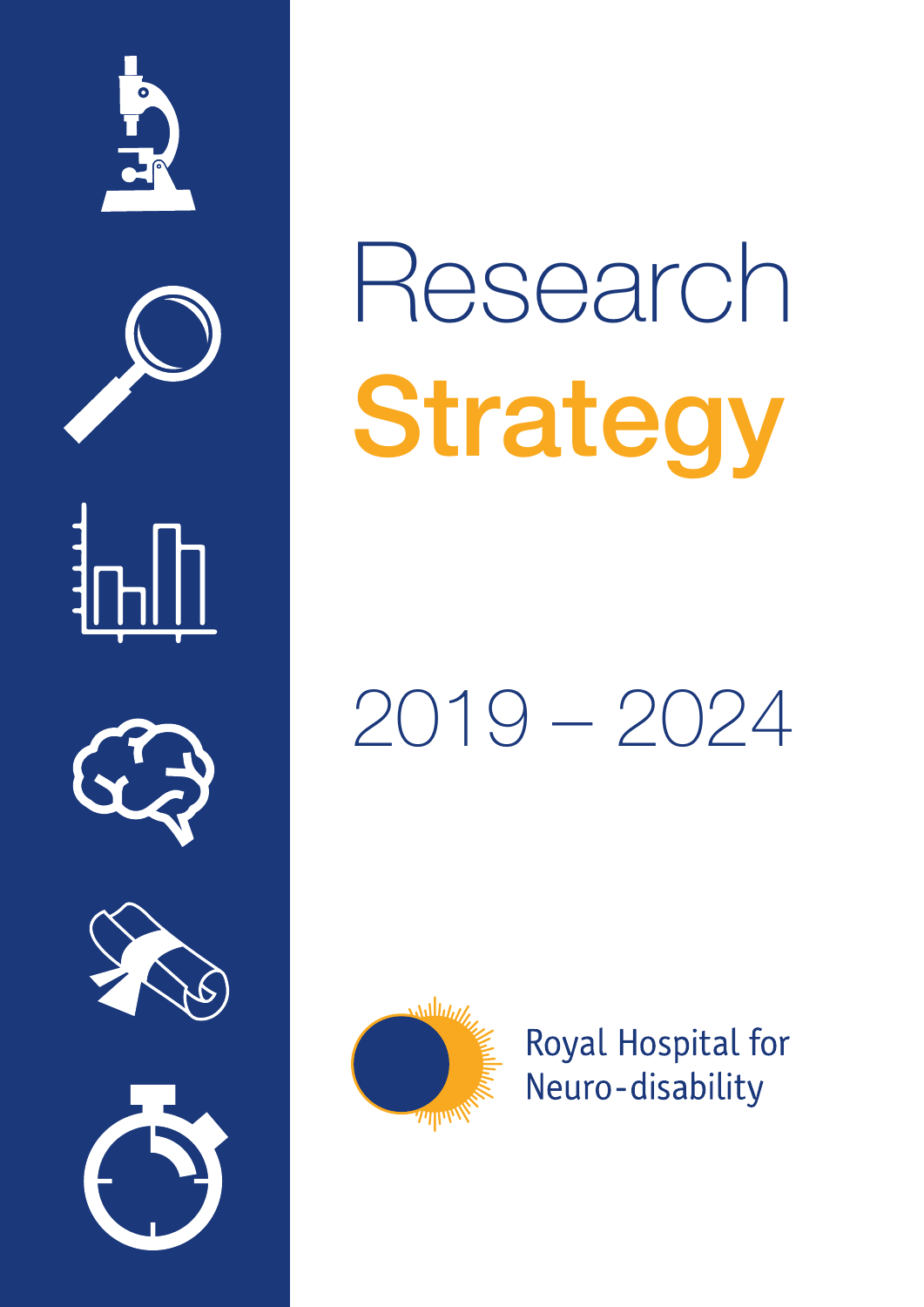# Research Strategy

2019 – 2024

Royal Hospital for Neuro-disability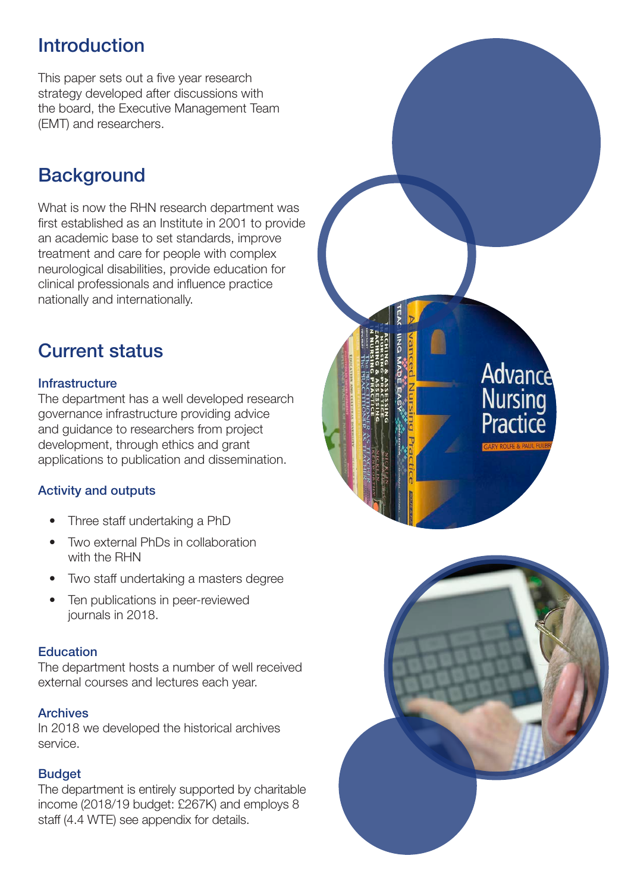## Introduction

This paper sets out a five year research strategy developed after discussions with the board, the Executive Management Team (EMT) and researchers.

## Background

What is now the RHN research department was first established as an Institute in 2001 to provide an academic base to set standards, improve treatment and care for people with complex neurological disabilities, provide education for clinical professionals and influence practice nationally and internationally.

## Current status

### Infrastructure

The department has a well developed research governance infrastructure providing advice and guidance to researchers from project development, through ethics and grant applications to publication and dissemination.

### Activity and outputs

- Three staff undertaking a PhD
- Two external PhDs in collaboration with the RHN
- Two staff undertaking a masters degree
- Ten publications in peer-reviewed journals in 2018.

### Education

The department hosts a number of well received external courses and lectures each year.

### Archives

In 2018 we developed the historical archives service.

### Budget

The department is entirely supported by charitable income (2018/19 budget: £267K) and employs 8 staff (4.4 WTE) see appendix for details.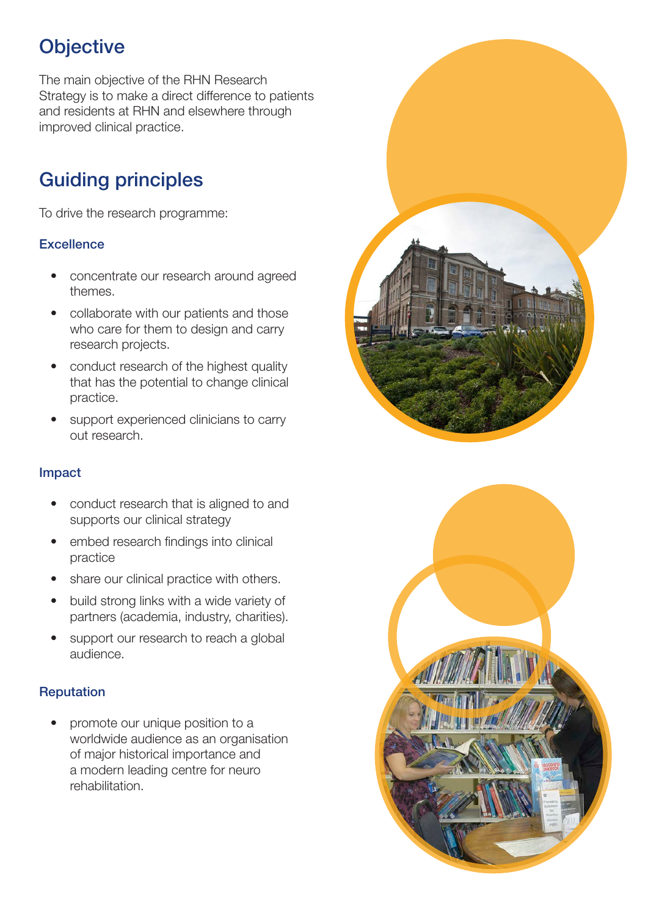# Objective

The main objective of the RHN Research Strategy is to make a direct difference to patients and residents at RHN and elsewhere through improved clinical practice.

# Guiding principles

To drive the research programme:

### Excellence

- concentrate our research around agreed themes.
- collaborate with our patients and those who care for them to design and carry research projects.
- conduct research of the highest quality that has the potential to change clinical practice.
- support experienced clinicians to carry out research.

### Impact

- conduct research that is aligned to and supports our clinical strategy
- embed research findings into clinical practice
- share our clinical practice with others.
- build strong links with a wide variety of partners (academia, industry, charities).
- support our research to reach a global audience.

### Reputation

- promote our unique position to a worldwide audience as an organisation of major historical importance and a modern leading centre for neuro rehabilitation.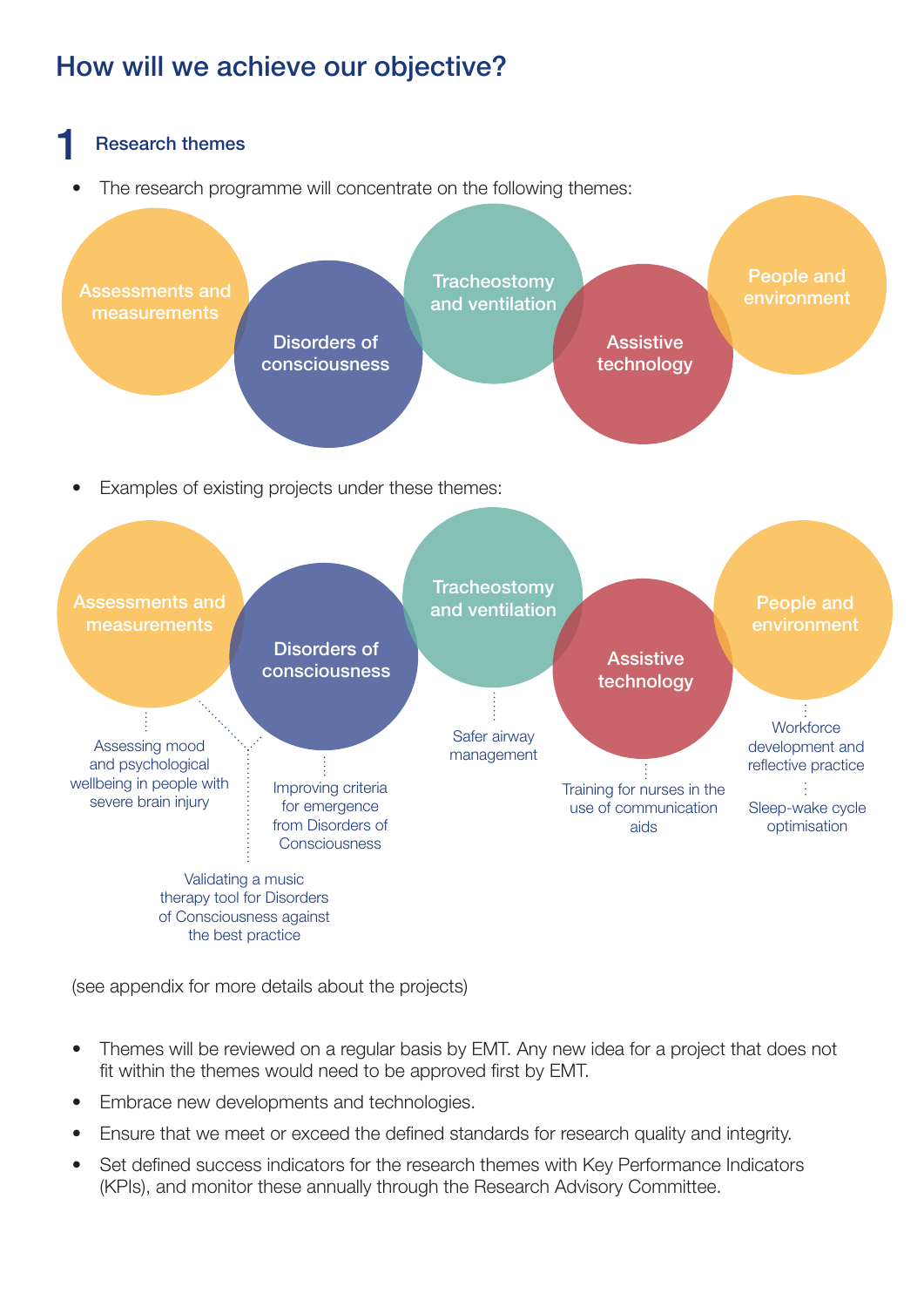# How will we achieve our objective?

## 1 Research themes

- The research programme will concentrate on the following themes:

Assessments and measurements

Disorders of consciousness

Tracheostomy and ventilation

Assistive technology

People and environment

- Examples of existing projects under these themes:

**Assessments and measurements**
- Assessing mood and psychological wellbeing in people with severe brain injury
- Validating a music therapy tool for Disorders of Consciousness against the best practice

**Disorders of consciousness**
- Validating a music therapy tool for Disorders of Consciousness against the best practice
- Improving criteria for emergence from Disorders of Consciousness

**Tracheostomy and ventilation**
- Safer airway management

**Assistive technology**
- Training for nurses in the use of communication aids

**People and environment**
- Workforce development and reflective practice
- Sleep-wake cycle optimisation

(see appendix for more details about the projects)

- Themes will be reviewed on a regular basis by EMT. Any new idea for a project that does not fit within the themes would need to be approved first by EMT.
- Embrace new developments and technologies.
- Ensure that we meet or exceed the defined standards for research quality and integrity.
- Set defined success indicators for the research themes with Key Performance Indicators (KPIs), and monitor these annually through the Research Advisory Committee.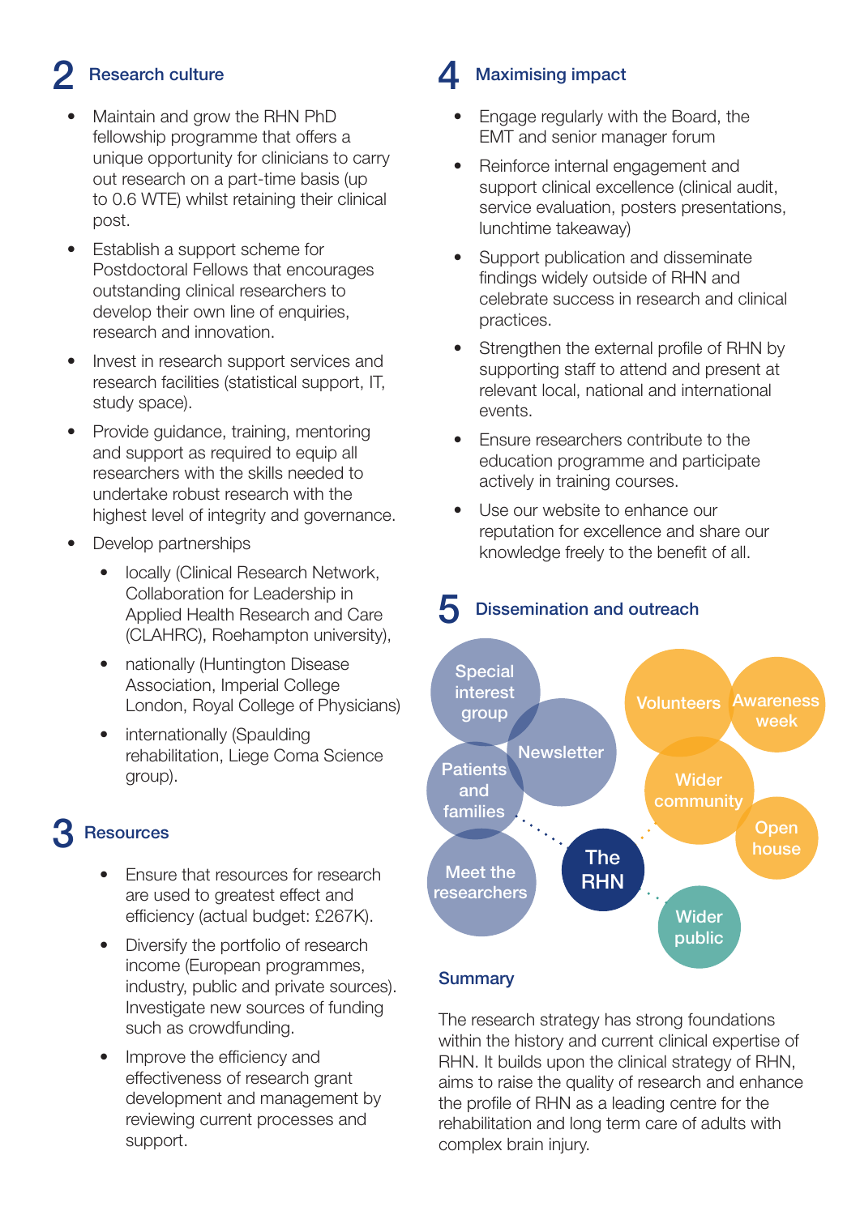## 2 Research culture

- Maintain and grow the RHN PhD fellowship programme that offers a unique opportunity for clinicians to carry out research on a part-time basis (up to 0.6 WTE) whilst retaining their clinical post.
- Establish a support scheme for Postdoctoral Fellows that encourages outstanding clinical researchers to develop their own line of enquiries, research and innovation.
- Invest in research support services and research facilities (statistical support, IT, study space).
- Provide guidance, training, mentoring and support as required to equip all researchers with the skills needed to undertake robust research with the highest level of integrity and governance.
- Develop partnerships
  - locally (Clinical Research Network, Collaboration for Leadership in Applied Health Research and Care (CLAHRC), Roehampton university),
  - nationally (Huntington Disease Association, Imperial College London, Royal College of Physicians)
  - internationally (Spaulding rehabilitation, Liege Coma Science group).

## 3 Resources

- Ensure that resources for research are used to greatest effect and efficiency (actual budget: £267K).
- Diversify the portfolio of research income (European programmes, industry, public and private sources). Investigate new sources of funding such as crowdfunding.
- Improve the efficiency and effectiveness of research grant development and management by reviewing current processes and support.

## 4 Maximising impact

- Engage regularly with the Board, the EMT and senior manager forum
- Reinforce internal engagement and support clinical excellence (clinical audit, service evaluation, posters presentations, lunchtime takeaway)
- Support publication and disseminate findings widely outside of RHN and celebrate success in research and clinical practices.
- Strengthen the external profile of RHN by supporting staff to attend and present at relevant local, national and international events.
- Ensure researchers contribute to the education programme and participate actively in training courses.
- Use our website to enhance our reputation for excellence and share our knowledge freely to the benefit of all.

## 5 Dissemination and outreach

Special interest group, Newsletter, Patients and families, Meet the researchers, The RHN, Volunteers, Awareness week, Wider community, Open house, Wider public

### Summary

The research strategy has strong foundations within the history and current clinical expertise of RHN. It builds upon the clinical strategy of RHN, aims to raise the quality of research and enhance the profile of RHN as a leading centre for the rehabilitation and long term care of adults with complex brain injury.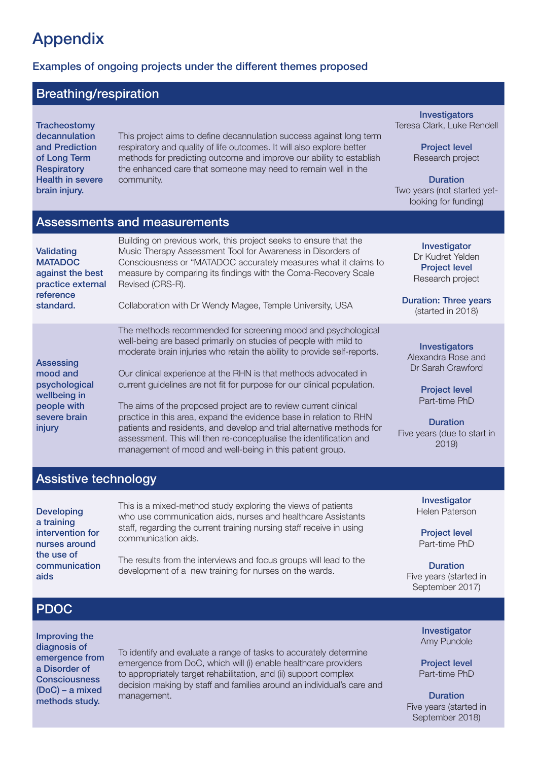# Appendix

### Examples of ongoing projects under the different themes proposed

## Breathing/respiration

**Tracheostomy decannulation and Prediction of Long Term Respiratory Health in severe brain injury.**

This project aims to define decannulation success against long term respiratory and quality of life outcomes. It will also explore better methods for predicting outcome and improve our ability to establish the enhanced care that someone may need to remain well in the community.

**Investigators**
Teresa Clark, Luke Rendell

**Project level**
Research project

**Duration**
Two years (not started yet-looking for funding)

## Assessments and measurements

**Validating MATADOC against the best practice external reference standard.**

Building on previous work, this project seeks to ensure that the Music Therapy Assessment Tool for Awareness in Disorders of Consciousness or "MATADOC accurately measures what it claims to measure by comparing its findings with the Coma-Recovery Scale Revised (CRS-R).

Collaboration with Dr Wendy Magee, Temple University, USA

**Investigator**
Dr Kudret Yelden

**Project level**
Research project

**Duration: Three years**
(started in 2018)

**Assessing mood and psychological wellbeing in people with severe brain injury**

The methods recommended for screening mood and psychological well-being are based primarily on studies of people with mild to moderate brain injuries who retain the ability to provide self-reports.

Our clinical experience at the RHN is that methods advocated in current guidelines are not fit for purpose for our clinical population.

The aims of the proposed project are to review current clinical practice in this area, expand the evidence base in relation to RHN patients and residents, and develop and trial alternative methods for assessment. This will then re-conceptualise the identification and management of mood and well-being in this patient group.

**Investigators**
Alexandra Rose and Dr Sarah Crawford

**Project level**
Part-time PhD

**Duration**
Five years (due to start in 2019)

## Assistive technology

**Developing a training intervention for nurses around the use of communication aids**

This is a mixed-method study exploring the views of patients who use communication aids, nurses and healthcare Assistants staff, regarding the current training nursing staff receive in using communication aids.

The results from the interviews and focus groups will lead to the development of a new training for nurses on the wards.

**Investigator**
Helen Paterson

**Project level**
Part-time PhD

**Duration**
Five years (started in September 2017)

## PDOC

**Improving the diagnosis of emergence from a Disorder of Consciousness (DoC) – a mixed methods study.**

To identify and evaluate a range of tasks to accurately determine emergence from DoC, which will (i) enable healthcare providers to appropriately target rehabilitation, and (ii) support complex decision making by staff and families around an individual's care and management.

**Investigator**
Amy Pundole

**Project level**
Part-time PhD

**Duration**
Five years (started in September 2018)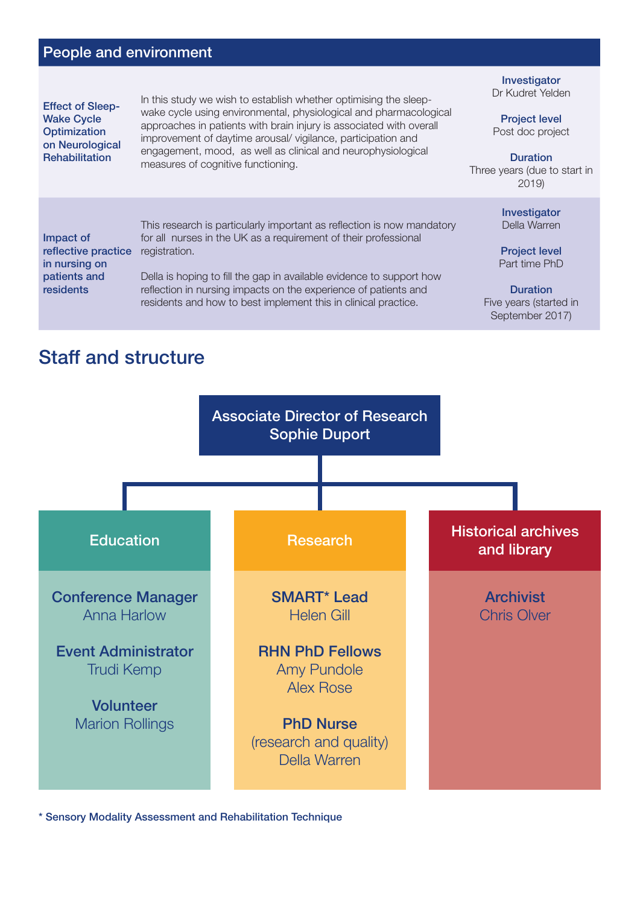## People and environment

| | | |
|---|---|---|
| **Effect of Sleep-Wake Cycle Optimization on Neurological Rehabilitation** | In this study we wish to establish whether optimising the sleep-wake cycle using environmental, physiological and pharmacological approaches in patients with brain injury is associated with overall improvement of daytime arousal/ vigilance, participation and engagement, mood, as well as clinical and neurophysiological measures of cognitive functioning. | **Investigator** Dr Kudret Yelden<br><br>**Project level** Post doc project<br><br>**Duration** Three years (due to start in 2019) |
| **Impact of reflective practice in nursing on patients and residents** | This research is particularly important as reflection is now mandatory for all nurses in the UK as a requirement of their professional registration.<br><br>Della is hoping to fill the gap in available evidence to support how reflection in nursing impacts on the experience of patients and residents and how to best implement this in clinical practice. | **Investigator** Della Warren<br><br>**Project level** Part time PhD<br><br>**Duration** Five years (started in September 2017) |

## Staff and structure

**Associate Director of Research**
Sophie Duport

### Education

**Conference Manager**
Anna Harlow

**Event Administrator**
Trudi Kemp

**Volunteer**
Marion Rollings

### Research

**SMART* Lead**
Helen Gill

**RHN PhD Fellows**
Amy Pundole
Alex Rose

**PhD Nurse**
(research and quality)
Della Warren

### Historical archives and library

**Archivist**
Chris Olver

\* Sensory Modality Assessment and Rehabilitation Technique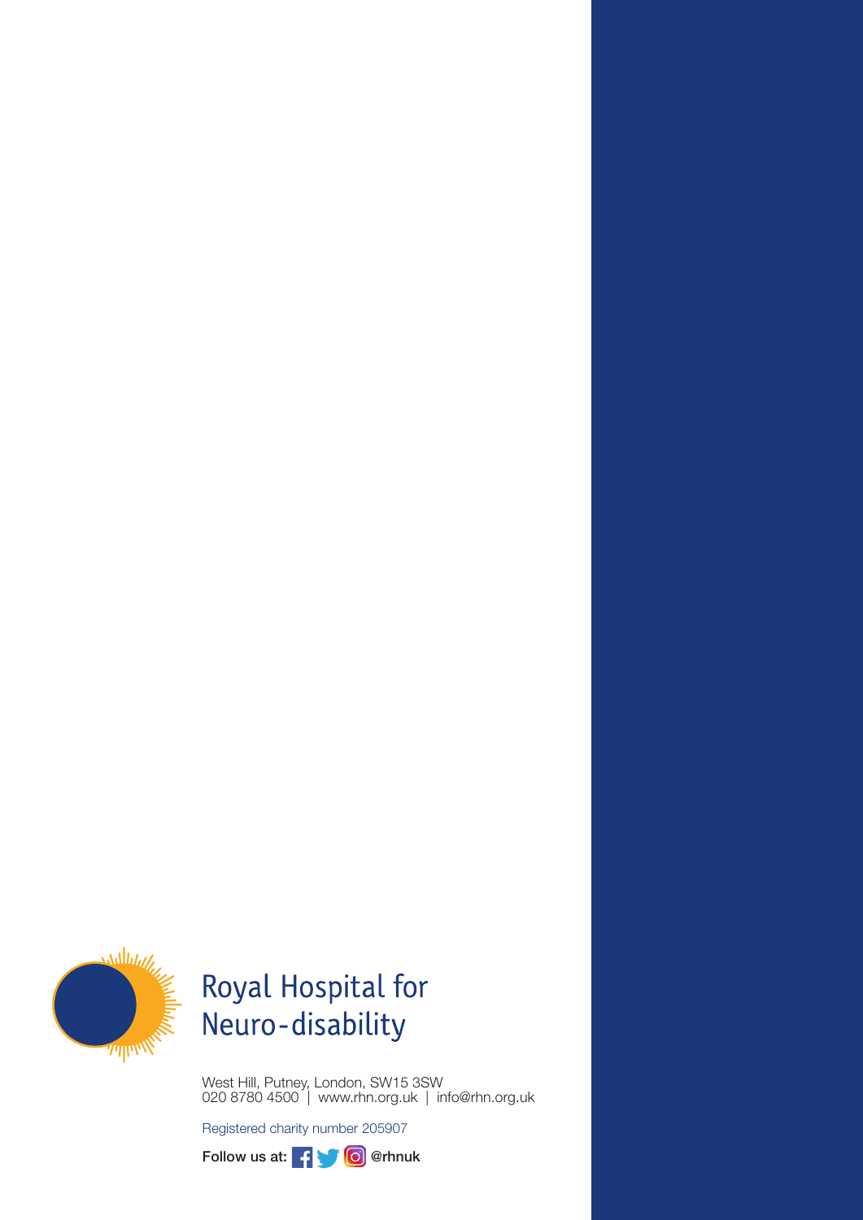Royal Hospital for Neuro-disability

West Hill, Putney, London, SW15 3SW
020 8780 4500 | www.rhn.org.uk | info@rhn.org.uk

Registered charity number 205907

**Follow us at:** @rhnuk